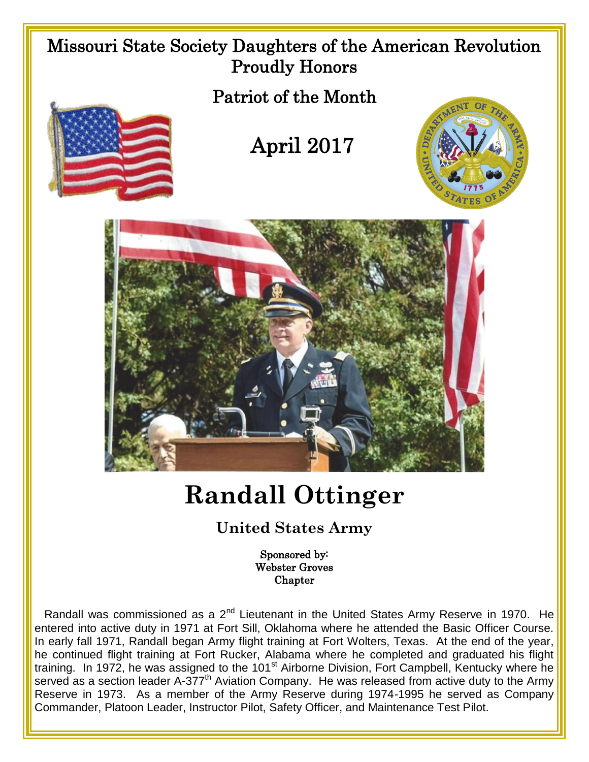Missouri State Society Daughters of the American Revolution
Proudly Honors

Patriot of the Month

April 2017

# Randall Ottinger

## United States Army

Sponsored by:
Webster Groves
Chapter

Randall was commissioned as a 2nd Lieutenant in the United States Army Reserve in 1970. He entered into active duty in 1971 at Fort Sill, Oklahoma where he attended the Basic Officer Course. In early fall 1971, Randall began Army flight training at Fort Wolters, Texas. At the end of the year, he continued flight training at Fort Rucker, Alabama where he completed and graduated his flight training. In 1972, he was assigned to the 101st Airborne Division, Fort Campbell, Kentucky where he served as a section leader A-377th Aviation Company. He was released from active duty to the Army Reserve in 1973. As a member of the Army Reserve during 1974-1995 he served as Company Commander, Platoon Leader, Instructor Pilot, Safety Officer, and Maintenance Test Pilot.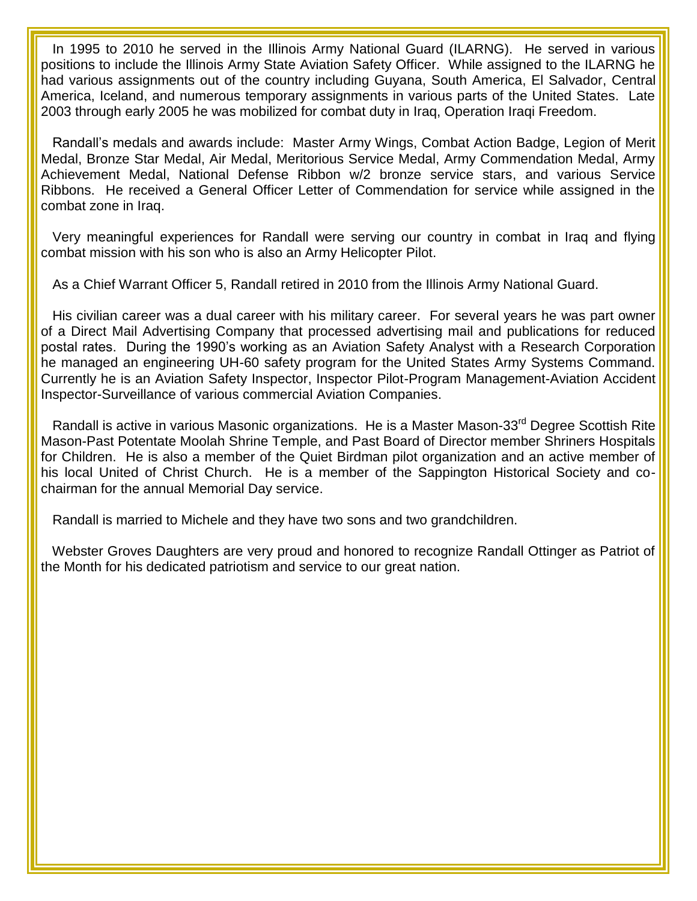In 1995 to 2010 he served in the Illinois Army National Guard (ILARNG). He served in various positions to include the Illinois Army State Aviation Safety Officer. While assigned to the ILARNG he had various assignments out of the country including Guyana, South America, El Salvador, Central America, Iceland, and numerous temporary assignments in various parts of the United States. Late 2003 through early 2005 he was mobilized for combat duty in Iraq, Operation Iraqi Freedom.

Randall's medals and awards include: Master Army Wings, Combat Action Badge, Legion of Merit Medal, Bronze Star Medal, Air Medal, Meritorious Service Medal, Army Commendation Medal, Army Achievement Medal, National Defense Ribbon w/2 bronze service stars, and various Service Ribbons. He received a General Officer Letter of Commendation for service while assigned in the combat zone in Iraq.

Very meaningful experiences for Randall were serving our country in combat in Iraq and flying combat mission with his son who is also an Army Helicopter Pilot.

As a Chief Warrant Officer 5, Randall retired in 2010 from the Illinois Army National Guard.

His civilian career was a dual career with his military career. For several years he was part owner of a Direct Mail Advertising Company that processed advertising mail and publications for reduced postal rates. During the 1990's working as an Aviation Safety Analyst with a Research Corporation he managed an engineering UH-60 safety program for the United States Army Systems Command. Currently he is an Aviation Safety Inspector, Inspector Pilot-Program Management-Aviation Accident Inspector-Surveillance of various commercial Aviation Companies.

Randall is active in various Masonic organizations. He is a Master Mason-33rd Degree Scottish Rite Mason-Past Potentate Moolah Shrine Temple, and Past Board of Director member Shriners Hospitals for Children. He is also a member of the Quiet Birdman pilot organization and an active member of his local United of Christ Church. He is a member of the Sappington Historical Society and co-chairman for the annual Memorial Day service.

Randall is married to Michele and they have two sons and two grandchildren.

Webster Groves Daughters are very proud and honored to recognize Randall Ottinger as Patriot of the Month for his dedicated patriotism and service to our great nation.